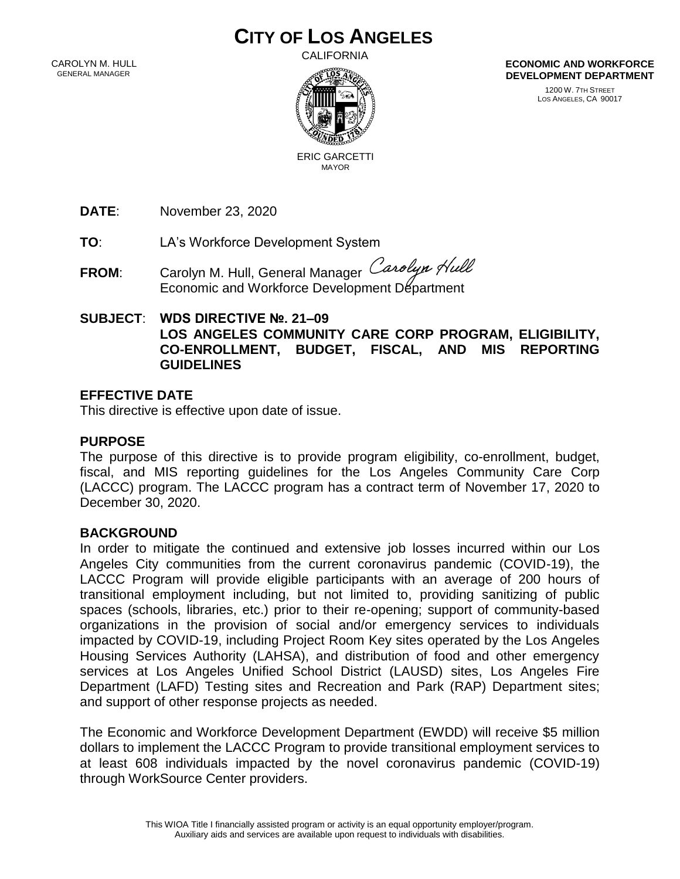# CITY OF LOS ANGELES

CALIFORNIA

CAROLYN M. HULL
GENERAL MANAGER

ERIC GARCETTI
MAYOR

**ECONOMIC AND WORKFORCE DEVELOPMENT DEPARTMENT**

1200 W. 7TH STREET
LOS ANGELES, CA 90017

**DATE**: November 23, 2020

**TO**: LA's Workforce Development System

**FROM**: Carolyn M. Hull, General Manager *Carolyn Hull*
Economic and Workforce Development Department

**SUBJECT**: **WDS DIRECTIVE №. 21–09**
**LOS ANGELES COMMUNITY CARE CORP PROGRAM, ELIGIBILITY, CO-ENROLLMENT, BUDGET, FISCAL, AND MIS REPORTING GUIDELINES**

## EFFECTIVE DATE

This directive is effective upon date of issue.

## PURPOSE

The purpose of this directive is to provide program eligibility, co-enrollment, budget, fiscal, and MIS reporting guidelines for the Los Angeles Community Care Corp (LACCC) program. The LACCC program has a contract term of November 17, 2020 to December 30, 2020.

## BACKGROUND

In order to mitigate the continued and extensive job losses incurred within our Los Angeles City communities from the current coronavirus pandemic (COVID-19), the LACCC Program will provide eligible participants with an average of 200 hours of transitional employment including, but not limited to, providing sanitizing of public spaces (schools, libraries, etc.) prior to their re-opening; support of community-based organizations in the provision of social and/or emergency services to individuals impacted by COVID-19, including Project Room Key sites operated by the Los Angeles Housing Services Authority (LAHSA), and distribution of food and other emergency services at Los Angeles Unified School District (LAUSD) sites, Los Angeles Fire Department (LAFD) Testing sites and Recreation and Park (RAP) Department sites; and support of other response projects as needed.

The Economic and Workforce Development Department (EWDD) will receive $5 million dollars to implement the LACCC Program to provide transitional employment services to at least 608 individuals impacted by the novel coronavirus pandemic (COVID-19) through WorkSource Center providers.

This WIOA Title I financially assisted program or activity is an equal opportunity employer/program.
Auxiliary aids and services are available upon request to individuals with disabilities.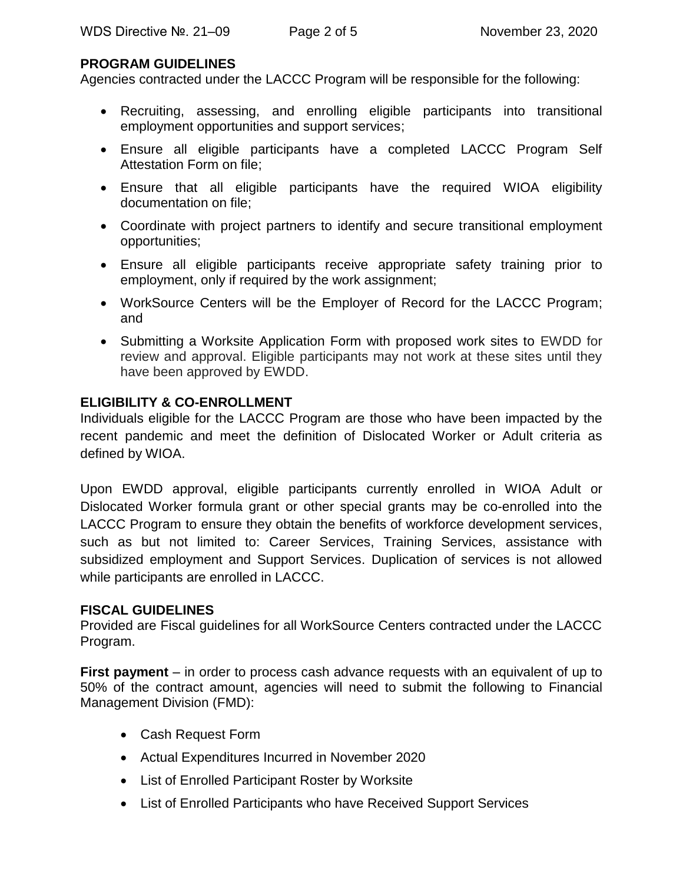**PROGRAM GUIDELINES**

Agencies contracted under the LACCC Program will be responsible for the following:

- Recruiting, assessing, and enrolling eligible participants into transitional employment opportunities and support services;
- Ensure all eligible participants have a completed LACCC Program Self Attestation Form on file;
- Ensure that all eligible participants have the required WIOA eligibility documentation on file;
- Coordinate with project partners to identify and secure transitional employment opportunities;
- Ensure all eligible participants receive appropriate safety training prior to employment, only if required by the work assignment;
- WorkSource Centers will be the Employer of Record for the LACCC Program; and
- Submitting a Worksite Application Form with proposed work sites to EWDD for review and approval. Eligible participants may not work at these sites until they have been approved by EWDD.

**ELIGIBILITY & CO-ENROLLMENT**

Individuals eligible for the LACCC Program are those who have been impacted by the recent pandemic and meet the definition of Dislocated Worker or Adult criteria as defined by WIOA.

Upon EWDD approval, eligible participants currently enrolled in WIOA Adult or Dislocated Worker formula grant or other special grants may be co-enrolled into the LACCC Program to ensure they obtain the benefits of workforce development services, such as but not limited to: Career Services, Training Services, assistance with subsidized employment and Support Services. Duplication of services is not allowed while participants are enrolled in LACCC.

**FISCAL GUIDELINES**

Provided are Fiscal guidelines for all WorkSource Centers contracted under the LACCC Program.

**First payment** – in order to process cash advance requests with an equivalent of up to 50% of the contract amount, agencies will need to submit the following to Financial Management Division (FMD):

- Cash Request Form
- Actual Expenditures Incurred in November 2020
- List of Enrolled Participant Roster by Worksite
- List of Enrolled Participants who have Received Support Services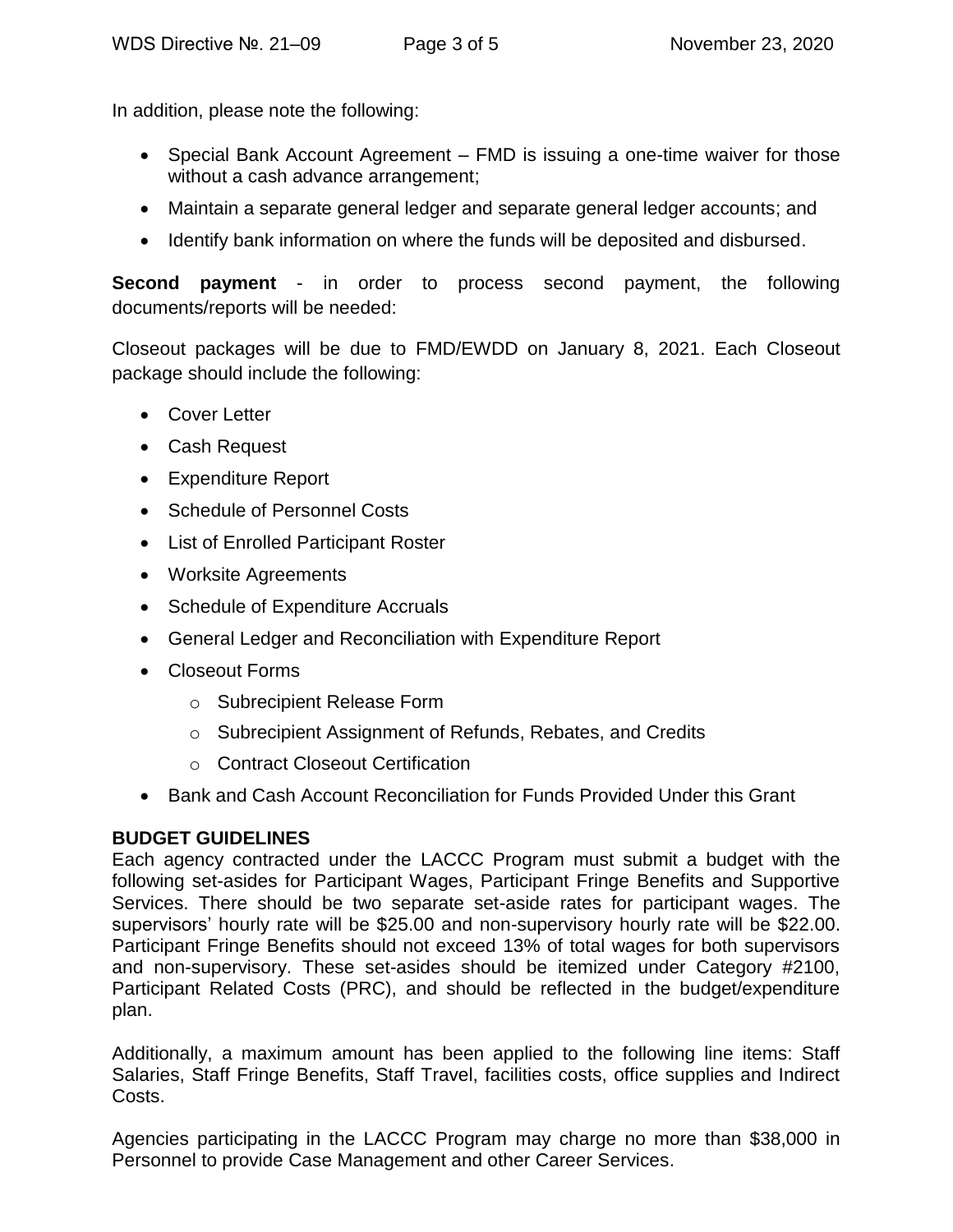In addition, please note the following:

- Special Bank Account Agreement – FMD is issuing a one-time waiver for those without a cash advance arrangement;
- Maintain a separate general ledger and separate general ledger accounts; and
- Identify bank information on where the funds will be deposited and disbursed.

**Second payment** - in order to process second payment, the following documents/reports will be needed:

Closeout packages will be due to FMD/EWDD on January 8, 2021. Each Closeout package should include the following:

- Cover Letter
- Cash Request
- Expenditure Report
- Schedule of Personnel Costs
- List of Enrolled Participant Roster
- Worksite Agreements
- Schedule of Expenditure Accruals
- General Ledger and Reconciliation with Expenditure Report
- Closeout Forms
    - Subrecipient Release Form
    - Subrecipient Assignment of Refunds, Rebates, and Credits
    - Contract Closeout Certification
- Bank and Cash Account Reconciliation for Funds Provided Under this Grant

**BUDGET GUIDELINES**

Each agency contracted under the LACCC Program must submit a budget with the following set-asides for Participant Wages, Participant Fringe Benefits and Supportive Services. There should be two separate set-aside rates for participant wages. The supervisors' hourly rate will be $25.00 and non-supervisory hourly rate will be $22.00. Participant Fringe Benefits should not exceed 13% of total wages for both supervisors and non-supervisory. These set-asides should be itemized under Category #2100, Participant Related Costs (PRC), and should be reflected in the budget/expenditure plan.

Additionally, a maximum amount has been applied to the following line items: Staff Salaries, Staff Fringe Benefits, Staff Travel, facilities costs, office supplies and Indirect Costs.

Agencies participating in the LACCC Program may charge no more than $38,000 in Personnel to provide Case Management and other Career Services.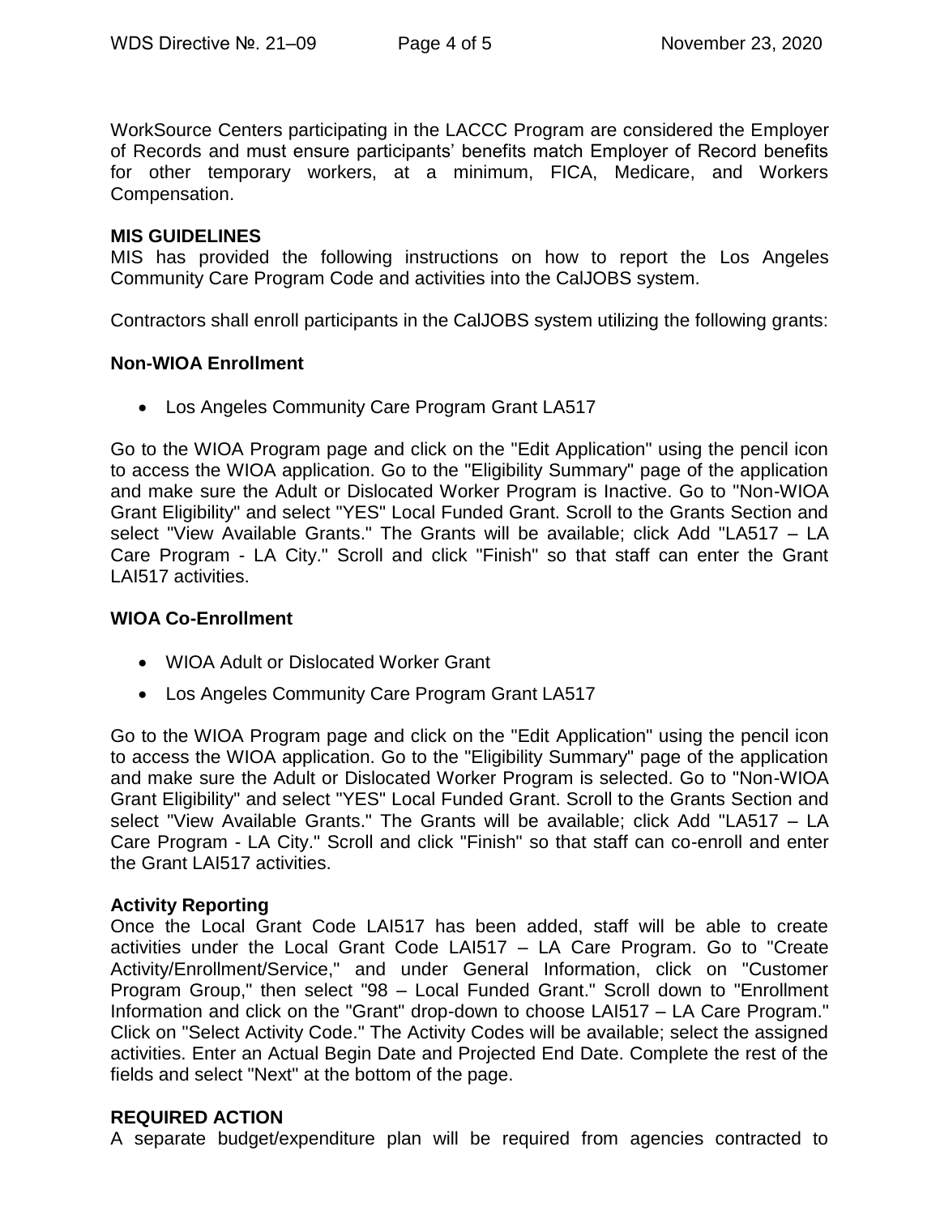WorkSource Centers participating in the LACCC Program are considered the Employer of Records and must ensure participants' benefits match Employer of Record benefits for other temporary workers, at a minimum, FICA, Medicare, and Workers Compensation.

**MIS GUIDELINES**

MIS has provided the following instructions on how to report the Los Angeles Community Care Program Code and activities into the CalJOBS system.

Contractors shall enroll participants in the CalJOBS system utilizing the following grants:

**Non-WIOA Enrollment**

- Los Angeles Community Care Program Grant LA517

Go to the WIOA Program page and click on the "Edit Application" using the pencil icon to access the WIOA application. Go to the "Eligibility Summary" page of the application and make sure the Adult or Dislocated Worker Program is Inactive. Go to "Non-WIOA Grant Eligibility" and select "YES" Local Funded Grant. Scroll to the Grants Section and select "View Available Grants." The Grants will be available; click Add "LA517 – LA Care Program - LA City." Scroll and click "Finish" so that staff can enter the Grant LAI517 activities.

**WIOA Co-Enrollment**

- WIOA Adult or Dislocated Worker Grant
- Los Angeles Community Care Program Grant LA517

Go to the WIOA Program page and click on the "Edit Application" using the pencil icon to access the WIOA application. Go to the "Eligibility Summary" page of the application and make sure the Adult or Dislocated Worker Program is selected. Go to "Non-WIOA Grant Eligibility" and select "YES" Local Funded Grant. Scroll to the Grants Section and select "View Available Grants." The Grants will be available; click Add "LA517 – LA Care Program - LA City." Scroll and click "Finish" so that staff can co-enroll and enter the Grant LAI517 activities.

**Activity Reporting**

Once the Local Grant Code LAI517 has been added, staff will be able to create activities under the Local Grant Code LAI517 – LA Care Program. Go to "Create Activity/Enrollment/Service," and under General Information, click on "Customer Program Group," then select "98 – Local Funded Grant." Scroll down to "Enrollment Information and click on the "Grant" drop-down to choose LAI517 – LA Care Program." Click on "Select Activity Code." The Activity Codes will be available; select the assigned activities. Enter an Actual Begin Date and Projected End Date. Complete the rest of the fields and select "Next" at the bottom of the page.

**REQUIRED ACTION**

A separate budget/expenditure plan will be required from agencies contracted to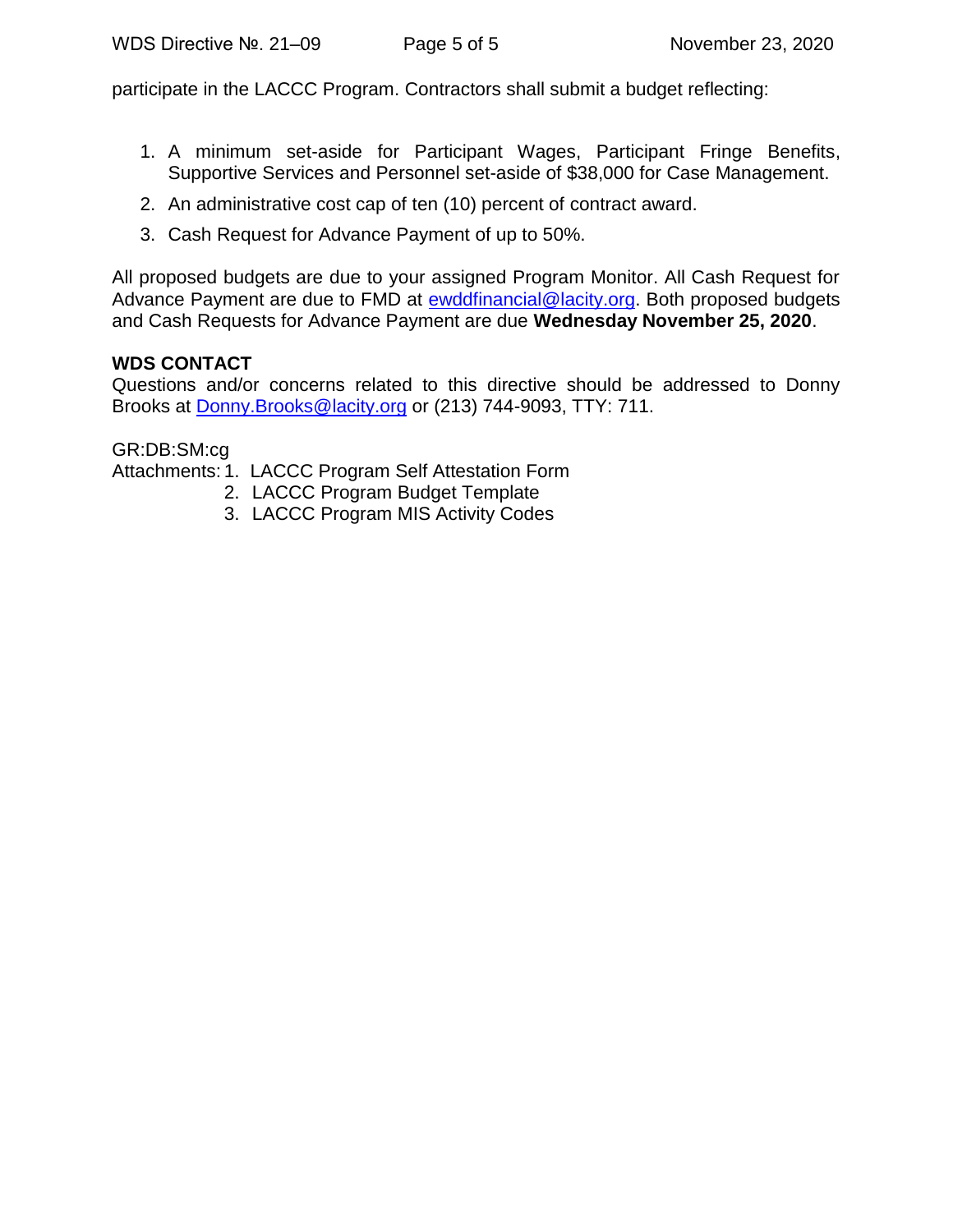participate in the LACCC Program. Contractors shall submit a budget reflecting:

1. A minimum set-aside for Participant Wages, Participant Fringe Benefits, Supportive Services and Personnel set-aside of $38,000 for Case Management.
2. An administrative cost cap of ten (10) percent of contract award.
3. Cash Request for Advance Payment of up to 50%.

All proposed budgets are due to your assigned Program Monitor. All Cash Request for Advance Payment are due to FMD at ewddfinancial@lacity.org. Both proposed budgets and Cash Requests for Advance Payment are due **Wednesday November 25, 2020**.

**WDS CONTACT**
Questions and/or concerns related to this directive should be addressed to Donny Brooks at Donny.Brooks@lacity.org or (213) 744-9093, TTY: 711.

GR:DB:SM:cg

Attachments:
1. LACCC Program Self Attestation Form
2. LACCC Program Budget Template
3. LACCC Program MIS Activity Codes